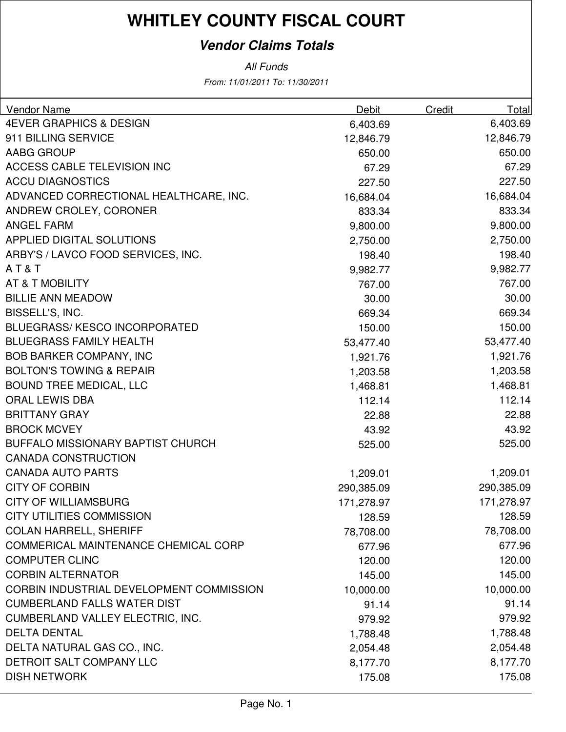# WHITLEY COUNTY FISCAL COURT

## *Vendor Claims Totals*

*All Funds*

*From: 11/01/2011 To: 11/30/2011*

| Vendor Name | Debit | Credit | Total |
|---|---|---|---|
| 4EVER GRAPHICS & DESIGN | 6,403.69 | | 6,403.69 |
| 911 BILLING SERVICE | 12,846.79 | | 12,846.79 |
| AABG GROUP | 650.00 | | 650.00 |
| ACCESS CABLE TELEVISION INC | 67.29 | | 67.29 |
| ACCU DIAGNOSTICS | 227.50 | | 227.50 |
| ADVANCED CORRECTIONAL HEALTHCARE, INC. | 16,684.04 | | 16,684.04 |
| ANDREW CROLEY, CORONER | 833.34 | | 833.34 |
| ANGEL FARM | 9,800.00 | | 9,800.00 |
| APPLIED DIGITAL SOLUTIONS | 2,750.00 | | 2,750.00 |
| ARBY'S / LAVCO FOOD SERVICES, INC. | 198.40 | | 198.40 |
| A T & T | 9,982.77 | | 9,982.77 |
| AT & T MOBILITY | 767.00 | | 767.00 |
| BILLIE ANN MEADOW | 30.00 | | 30.00 |
| BISSELL'S, INC. | 669.34 | | 669.34 |
| BLUEGRASS/ KESCO INCORPORATED | 150.00 | | 150.00 |
| BLUEGRASS FAMILY HEALTH | 53,477.40 | | 53,477.40 |
| BOB BARKER COMPANY, INC | 1,921.76 | | 1,921.76 |
| BOLTON'S TOWING & REPAIR | 1,203.58 | | 1,203.58 |
| BOUND TREE MEDICAL, LLC | 1,468.81 | | 1,468.81 |
| ORAL LEWIS DBA | 112.14 | | 112.14 |
| BRITTANY GRAY | 22.88 | | 22.88 |
| BROCK MCVEY | 43.92 | | 43.92 |
| BUFFALO MISSIONARY BAPTIST CHURCH | 525.00 | | 525.00 |
| CANADA CONSTRUCTION | | | |
| CANADA AUTO PARTS | 1,209.01 | | 1,209.01 |
| CITY OF CORBIN | 290,385.09 | | 290,385.09 |
| CITY OF WILLIAMSBURG | 171,278.97 | | 171,278.97 |
| CITY UTILITIES COMMISSION | 128.59 | | 128.59 |
| COLAN HARRELL, SHERIFF | 78,708.00 | | 78,708.00 |
| COMMERICAL MAINTENANCE CHEMICAL CORP | 677.96 | | 677.96 |
| COMPUTER CLINC | 120.00 | | 120.00 |
| CORBIN ALTERNATOR | 145.00 | | 145.00 |
| CORBIN INDUSTRIAL DEVELOPMENT COMMISSION | 10,000.00 | | 10,000.00 |
| CUMBERLAND FALLS WATER DIST | 91.14 | | 91.14 |
| CUMBERLAND VALLEY ELECTRIC, INC. | 979.92 | | 979.92 |
| DELTA DENTAL | 1,788.48 | | 1,788.48 |
| DELTA NATURAL GAS CO., INC. | 2,054.48 | | 2,054.48 |
| DETROIT SALT COMPANY LLC | 8,177.70 | | 8,177.70 |
| DISH NETWORK | 175.08 | | 175.08 |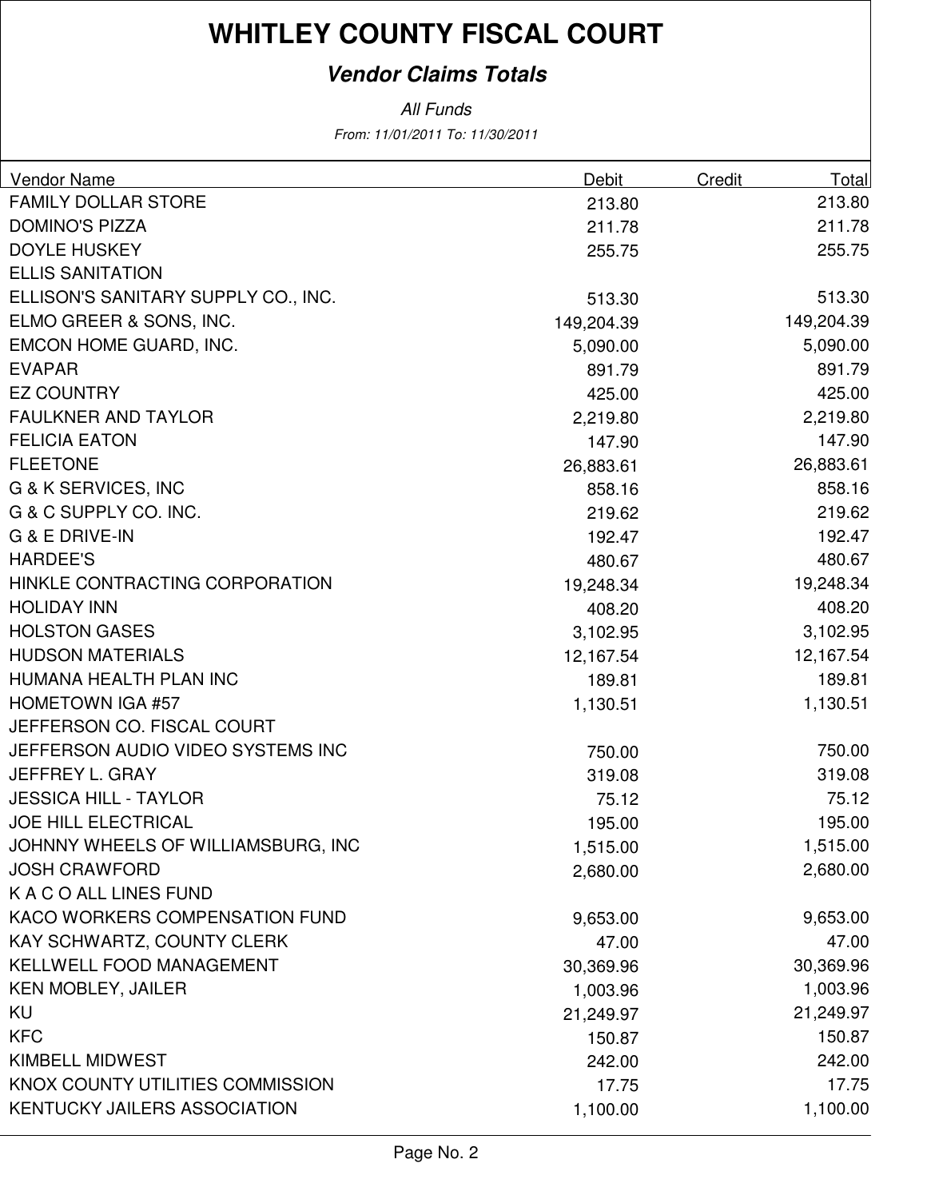# WHITLEY COUNTY FISCAL COURT

## *Vendor Claims Totals*

*All Funds*

*From: 11/01/2011 To: 11/30/2011*

| Vendor Name | Debit | Credit | Total |
|---|---|---|---|
| FAMILY DOLLAR STORE | 213.80 | | 213.80 |
| DOMINO'S PIZZA | 211.78 | | 211.78 |
| DOYLE HUSKEY | 255.75 | | 255.75 |
| ELLIS SANITATION | | | |
| ELLISON'S SANITARY SUPPLY CO., INC. | 513.30 | | 513.30 |
| ELMO GREER & SONS, INC. | 149,204.39 | | 149,204.39 |
| EMCON HOME GUARD, INC. | 5,090.00 | | 5,090.00 |
| EVAPAR | 891.79 | | 891.79 |
| EZ COUNTRY | 425.00 | | 425.00 |
| FAULKNER AND TAYLOR | 2,219.80 | | 2,219.80 |
| FELICIA EATON | 147.90 | | 147.90 |
| FLEETONE | 26,883.61 | | 26,883.61 |
| G & K SERVICES, INC | 858.16 | | 858.16 |
| G & C SUPPLY CO. INC. | 219.62 | | 219.62 |
| G & E DRIVE-IN | 192.47 | | 192.47 |
| HARDEE'S | 480.67 | | 480.67 |
| HINKLE CONTRACTING CORPORATION | 19,248.34 | | 19,248.34 |
| HOLIDAY INN | 408.20 | | 408.20 |
| HOLSTON GASES | 3,102.95 | | 3,102.95 |
| HUDSON MATERIALS | 12,167.54 | | 12,167.54 |
| HUMANA HEALTH PLAN INC | 189.81 | | 189.81 |
| HOMETOWN IGA #57 | 1,130.51 | | 1,130.51 |
| JEFFERSON CO. FISCAL COURT | | | |
| JEFFERSON AUDIO VIDEO SYSTEMS INC | 750.00 | | 750.00 |
| JEFFREY L. GRAY | 319.08 | | 319.08 |
| JESSICA HILL - TAYLOR | 75.12 | | 75.12 |
| JOE HILL ELECTRICAL | 195.00 | | 195.00 |
| JOHNNY WHEELS OF WILLIAMSBURG, INC | 1,515.00 | | 1,515.00 |
| JOSH CRAWFORD | 2,680.00 | | 2,680.00 |
| K A C O ALL LINES FUND | | | |
| KACO WORKERS COMPENSATION FUND | 9,653.00 | | 9,653.00 |
| KAY SCHWARTZ, COUNTY CLERK | 47.00 | | 47.00 |
| KELLWELL FOOD MANAGEMENT | 30,369.96 | | 30,369.96 |
| KEN MOBLEY, JAILER | 1,003.96 | | 1,003.96 |
| KU | 21,249.97 | | 21,249.97 |
| KFC | 150.87 | | 150.87 |
| KIMBELL MIDWEST | 242.00 | | 242.00 |
| KNOX COUNTY UTILITIES COMMISSION | 17.75 | | 17.75 |
| KENTUCKY JAILERS ASSOCIATION | 1,100.00 | | 1,100.00 |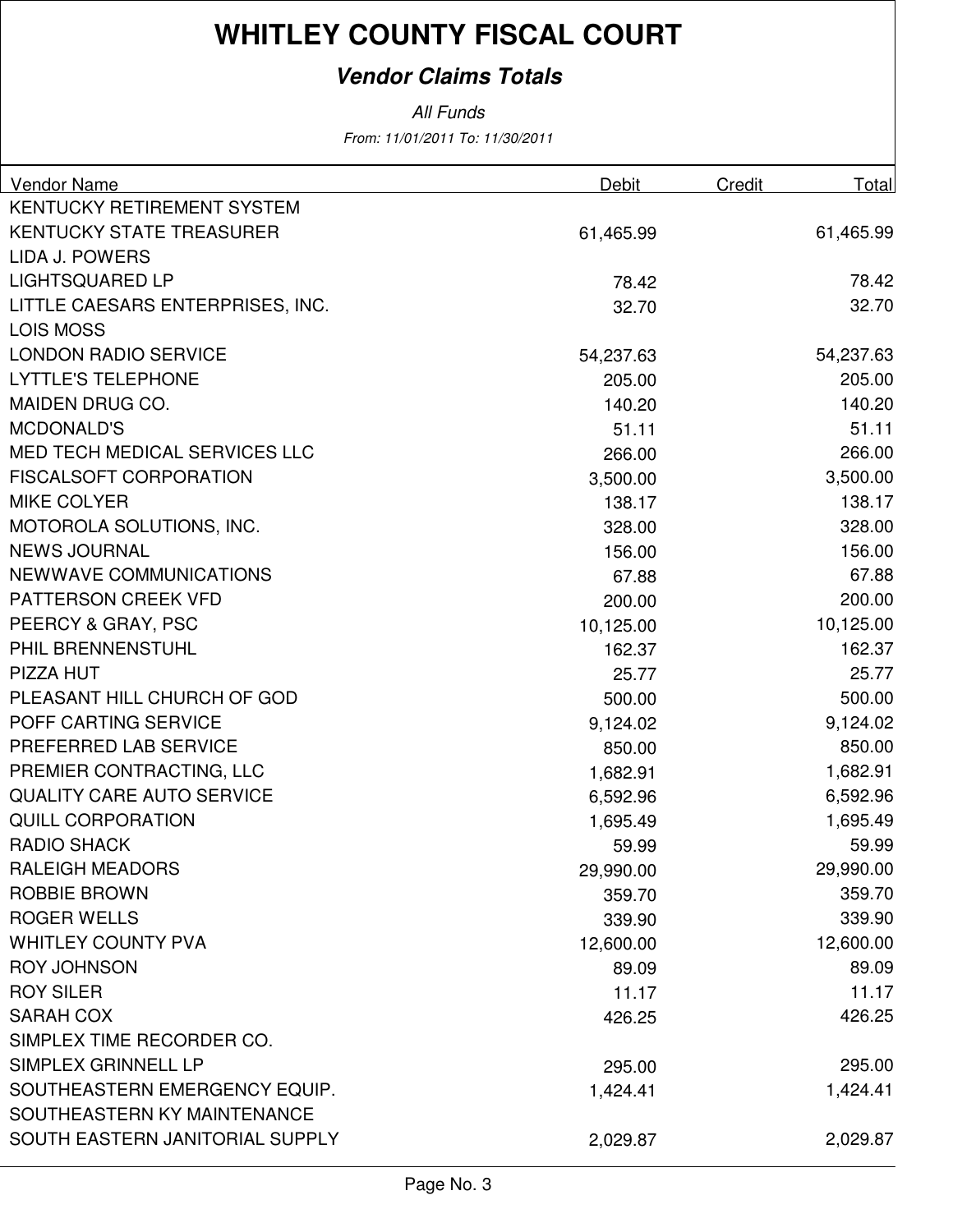# WHITLEY COUNTY FISCAL COURT

## *Vendor Claims Totals*

*All Funds*

*From: 11/01/2011 To: 11/30/2011*

| Vendor Name | Debit | Credit | Total |
|---|---|---|---|
| KENTUCKY RETIREMENT SYSTEM | | | |
| KENTUCKY STATE TREASURER | 61,465.99 | | 61,465.99 |
| LIDA J. POWERS | | | |
| LIGHTSQUARED LP | 78.42 | | 78.42 |
| LITTLE CAESARS ENTERPRISES, INC. | 32.70 | | 32.70 |
| LOIS MOSS | | | |
| LONDON RADIO SERVICE | 54,237.63 | | 54,237.63 |
| LYTTLE'S TELEPHONE | 205.00 | | 205.00 |
| MAIDEN DRUG CO. | 140.20 | | 140.20 |
| MCDONALD'S | 51.11 | | 51.11 |
| MED TECH MEDICAL SERVICES LLC | 266.00 | | 266.00 |
| FISCALSOFT CORPORATION | 3,500.00 | | 3,500.00 |
| MIKE COLYER | 138.17 | | 138.17 |
| MOTOROLA SOLUTIONS, INC. | 328.00 | | 328.00 |
| NEWS JOURNAL | 156.00 | | 156.00 |
| NEWWAVE COMMUNICATIONS | 67.88 | | 67.88 |
| PATTERSON CREEK VFD | 200.00 | | 200.00 |
| PEERCY & GRAY, PSC | 10,125.00 | | 10,125.00 |
| PHIL BRENNENSTUHL | 162.37 | | 162.37 |
| PIZZA HUT | 25.77 | | 25.77 |
| PLEASANT HILL CHURCH OF GOD | 500.00 | | 500.00 |
| POFF CARTING SERVICE | 9,124.02 | | 9,124.02 |
| PREFERRED LAB SERVICE | 850.00 | | 850.00 |
| PREMIER CONTRACTING, LLC | 1,682.91 | | 1,682.91 |
| QUALITY CARE AUTO SERVICE | 6,592.96 | | 6,592.96 |
| QUILL CORPORATION | 1,695.49 | | 1,695.49 |
| RADIO SHACK | 59.99 | | 59.99 |
| RALEIGH MEADORS | 29,990.00 | | 29,990.00 |
| ROBBIE BROWN | 359.70 | | 359.70 |
| ROGER WELLS | 339.90 | | 339.90 |
| WHITLEY COUNTY PVA | 12,600.00 | | 12,600.00 |
| ROY JOHNSON | 89.09 | | 89.09 |
| ROY SILER | 11.17 | | 11.17 |
| SARAH COX | 426.25 | | 426.25 |
| SIMPLEX TIME RECORDER CO. | | | |
| SIMPLEX GRINNELL LP | 295.00 | | 295.00 |
| SOUTHEASTERN EMERGENCY EQUIP. | 1,424.41 | | 1,424.41 |
| SOUTHEASTERN KY MAINTENANCE | | | |
| SOUTH EASTERN JANITORIAL SUPPLY | 2,029.87 | | 2,029.87 |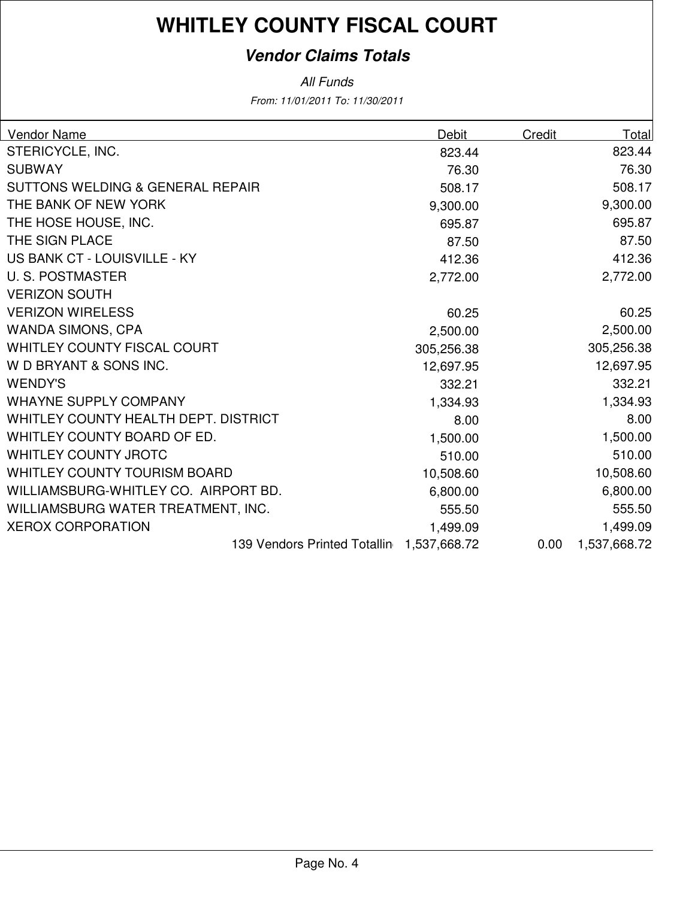# WHITLEY COUNTY FISCAL COURT

## *Vendor Claims Totals*

*All Funds*

*From: 11/01/2011 To: 11/30/2011*

| Vendor Name | Debit | Credit | Total |
|---|---|---|---|
| STERICYCLE, INC. | 823.44 | | 823.44 |
| SUBWAY | 76.30 | | 76.30 |
| SUTTONS WELDING & GENERAL REPAIR | 508.17 | | 508.17 |
| THE BANK OF NEW YORK | 9,300.00 | | 9,300.00 |
| THE HOSE HOUSE, INC. | 695.87 | | 695.87 |
| THE SIGN PLACE | 87.50 | | 87.50 |
| US BANK CT - LOUISVILLE - KY | 412.36 | | 412.36 |
| U. S. POSTMASTER | 2,772.00 | | 2,772.00 |
| VERIZON SOUTH | | | |
| VERIZON WIRELESS | 60.25 | | 60.25 |
| WANDA SIMONS, CPA | 2,500.00 | | 2,500.00 |
| WHITLEY COUNTY FISCAL COURT | 305,256.38 | | 305,256.38 |
| W D BRYANT & SONS INC. | 12,697.95 | | 12,697.95 |
| WENDY'S | 332.21 | | 332.21 |
| WHAYNE SUPPLY COMPANY | 1,334.93 | | 1,334.93 |
| WHITLEY COUNTY HEALTH DEPT. DISTRICT | 8.00 | | 8.00 |
| WHITLEY COUNTY BOARD OF ED. | 1,500.00 | | 1,500.00 |
| WHITLEY COUNTY JROTC | 510.00 | | 510.00 |
| WHITLEY COUNTY TOURISM BOARD | 10,508.60 | | 10,508.60 |
| WILLIAMSBURG-WHITLEY CO. AIRPORT BD. | 6,800.00 | | 6,800.00 |
| WILLIAMSBURG WATER TREATMENT, INC. | 555.50 | | 555.50 |
| XEROX CORPORATION | 1,499.09 | | 1,499.09 |
| 139 Vendors Printed Totallin | 1,537,668.72 | 0.00 | 1,537,668.72 |